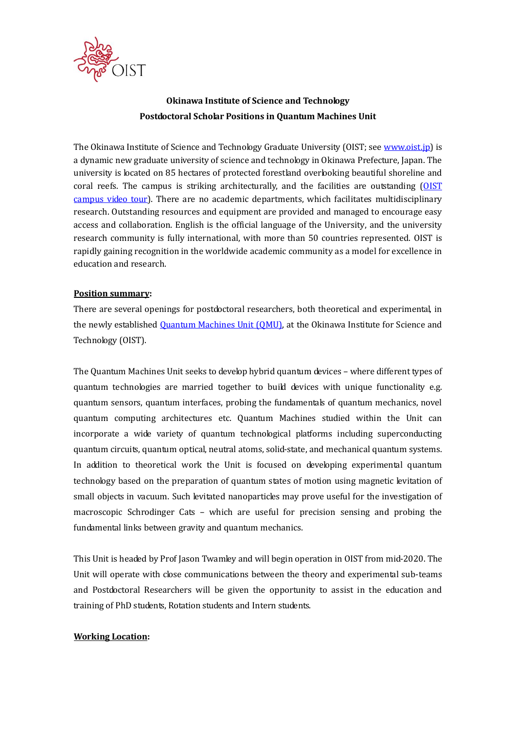**Okinawa Institute of Science and Technology**
**Postdoctoral Scholar Positions in Quantum Machines Unit**

The Okinawa Institute of Science and Technology Graduate University (OIST; see [www.oist.jp](www.oist.jp)) is a dynamic new graduate university of science and technology in Okinawa Prefecture, Japan. The university is located on 85 hectares of protected forestland overlooking beautiful shoreline and coral reefs. The campus is striking architecturally, and the facilities are outstanding (OIST campus video tour). There are no academic departments, which facilitates multidisciplinary research. Outstanding resources and equipment are provided and managed to encourage easy access and collaboration. English is the official language of the University, and the university research community is fully international, with more than 50 countries represented. OIST is rapidly gaining recognition in the worldwide academic community as a model for excellence in education and research.

**Position summary:**

There are several openings for postdoctoral researchers, both theoretical and experimental, in the newly established Quantum Machines Unit (QMU), at the Okinawa Institute for Science and Technology (OIST).

The Quantum Machines Unit seeks to develop hybrid quantum devices – where different types of quantum technologies are married together to build devices with unique functionality e.g. quantum sensors, quantum interfaces, probing the fundamentals of quantum mechanics, novel quantum computing architectures etc. Quantum Machines studied within the Unit can incorporate a wide variety of quantum technological platforms including superconducting quantum circuits, quantum optical, neutral atoms, solid-state, and mechanical quantum systems. In addition to theoretical work the Unit is focused on developing experimental quantum technology based on the preparation of quantum states of motion using magnetic levitation of small objects in vacuum. Such levitated nanoparticles may prove useful for the investigation of macroscopic Schrodinger Cats – which are useful for precision sensing and probing the fundamental links between gravity and quantum mechanics.

This Unit is headed by Prof Jason Twamley and will begin operation in OIST from mid-2020. The Unit will operate with close communications between the theory and experimental sub-teams and Postdoctoral Researchers will be given the opportunity to assist in the education and training of PhD students, Rotation students and Intern students.

**Working Location:**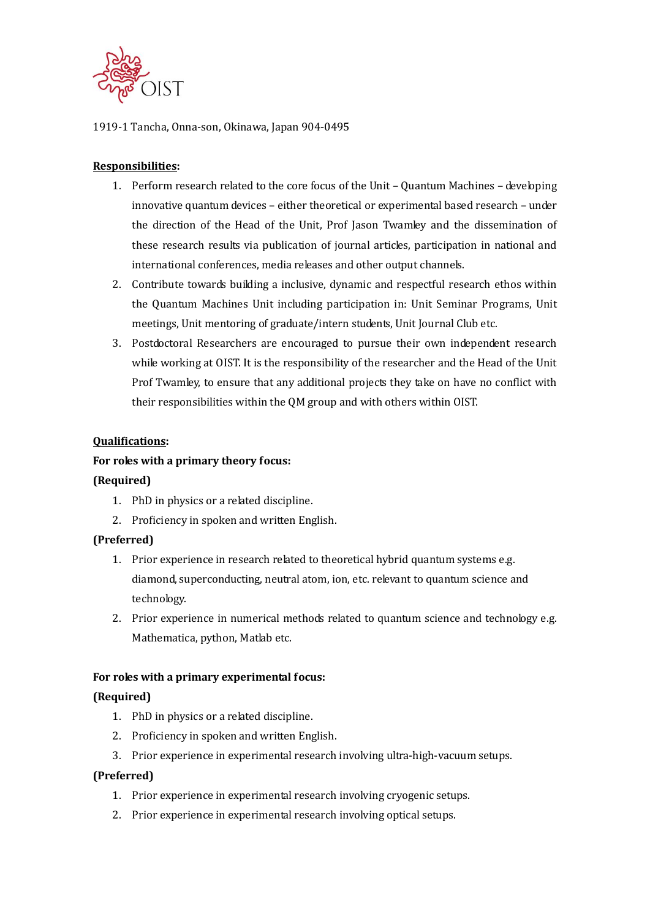1919-1 Tancha, Onna-son, Okinawa, Japan 904-0495

**Responsibilities:**

1. Perform research related to the core focus of the Unit – Quantum Machines – developing innovative quantum devices – either theoretical or experimental based research – under the direction of the Head of the Unit, Prof Jason Twamley and the dissemination of these research results via publication of journal articles, participation in national and international conferences, media releases and other output channels.
2. Contribute towards building a inclusive, dynamic and respectful research ethos within the Quantum Machines Unit including participation in: Unit Seminar Programs, Unit meetings, Unit mentoring of graduate/intern students, Unit Journal Club etc.
3. Postdoctoral Researchers are encouraged to pursue their own independent research while working at OIST. It is the responsibility of the researcher and the Head of the Unit Prof Twamley, to ensure that any additional projects they take on have no conflict with their responsibilities within the QM group and with others within OIST.

**Qualifications:**

**For roles with a primary theory focus:**

**(Required)**

1. PhD in physics or a related discipline.
2. Proficiency in spoken and written English.

**(Preferred)**

1. Prior experience in research related to theoretical hybrid quantum systems e.g. diamond, superconducting, neutral atom, ion, etc. relevant to quantum science and technology.
2. Prior experience in numerical methods related to quantum science and technology e.g. Mathematica, python, Matlab etc.

**For roles with a primary experimental focus:**

**(Required)**

1. PhD in physics or a related discipline.
2. Proficiency in spoken and written English.
3. Prior experience in experimental research involving ultra-high-vacuum setups.

**(Preferred)**

1. Prior experience in experimental research involving cryogenic setups.
2. Prior experience in experimental research involving optical setups.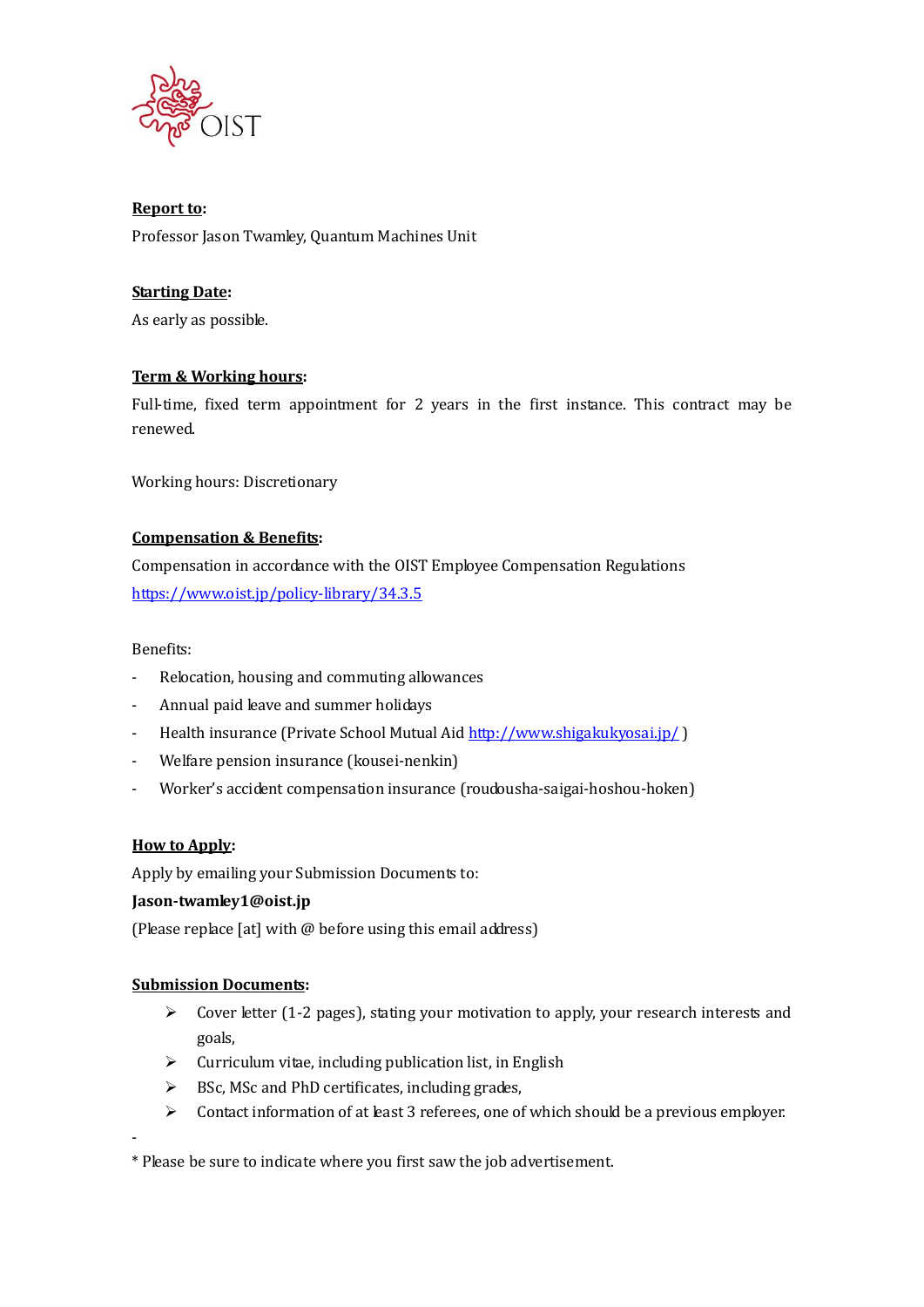**Report to:**

Professor Jason Twamley, Quantum Machines Unit

**Starting Date:**

As early as possible.

**Term & Working hours:**

Full-time, fixed term appointment for 2 years in the first instance. This contract may be renewed.

Working hours: Discretionary

**Compensation & Benefits:**

Compensation in accordance with the OIST Employee Compensation Regulations
https://www.oist.jp/policy-library/34.3.5

Benefits:

- Relocation, housing and commuting allowances
- Annual paid leave and summer holidays
- Health insurance (Private School Mutual Aid http://www.shigakukyosai.jp/ )
- Welfare pension insurance (kousei-nenkin)
- Worker's accident compensation insurance (roudousha-saigai-hoshou-hoken)

**How to Apply:**

Apply by emailing your Submission Documents to:

**Jason-twamley1@oist.jp**

(Please replace [at] with @ before using this email address)

**Submission Documents:**

- Cover letter (1-2 pages), stating your motivation to apply, your research interests and goals,
- Curriculum vitae, including publication list, in English
- BSc, MSc and PhD certificates, including grades,
- Contact information of at least 3 referees, one of which should be a previous employer.

-

* Please be sure to indicate where you first saw the job advertisement.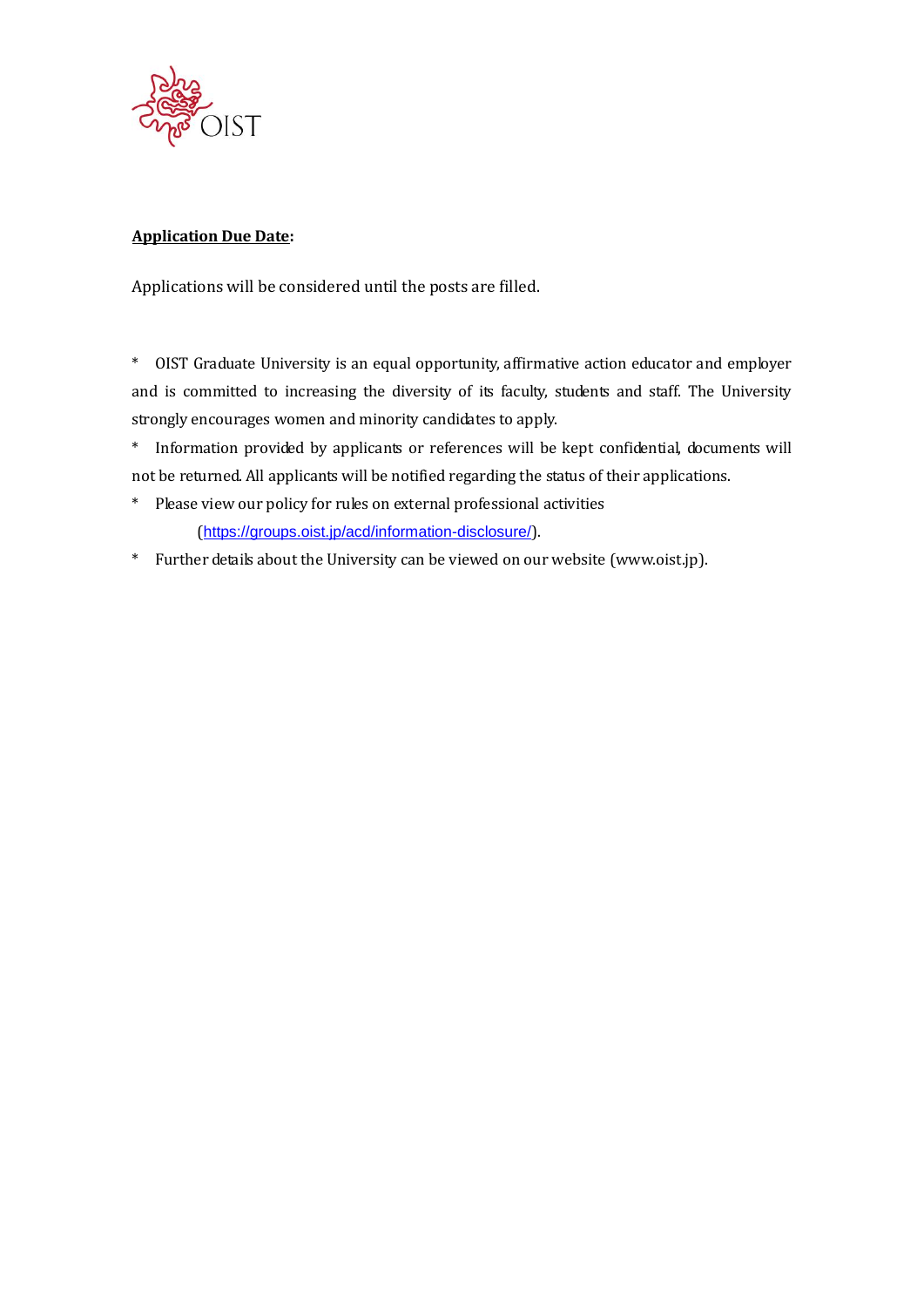**<u>Application Due Date</u>:**

Applications will be considered until the posts are filled.

* OIST Graduate University is an equal opportunity, affirmative action educator and employer and is committed to increasing the diversity of its faculty, students and staff. The University strongly encourages women and minority candidates to apply.
* Information provided by applicants or references will be kept confidential, documents will not be returned. All applicants will be notified regarding the status of their applications.
* Please view our policy for rules on external professional activities (https://groups.oist.jp/acd/information-disclosure/).
* Further details about the University can be viewed on our website (www.oist.jp).